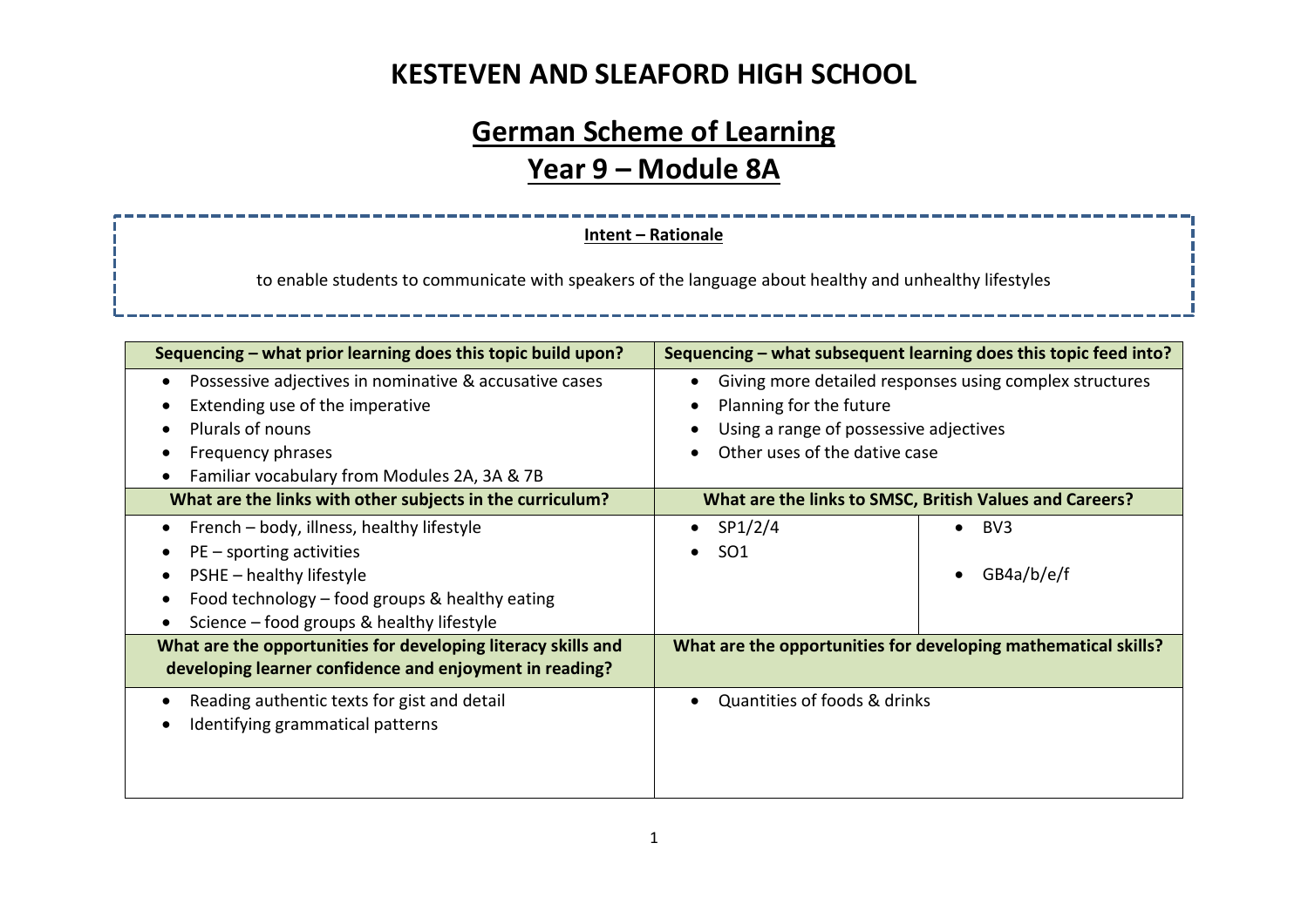# KESTEVEN AND SLEAFORD HIGH SCHOOL

## German Scheme of Learning

## Year 9 – Module 8A

**Intent – Rationale**

to enable students to communicate with speakers of the language about healthy and unhealthy lifestyles

| Sequencing – what prior learning does this topic build upon? | Sequencing – what subsequent learning does this topic feed into? | |
|---|---|---|
| • Possessive adjectives in nominative & accusative cases<br>• Extending use of the imperative<br>• Plurals of nouns<br>• Frequency phrases<br>• Familiar vocabulary from Modules 2A, 3A & 7B | • Giving more detailed responses using complex structures<br>• Planning for the future<br>• Using a range of possessive adjectives<br>• Other uses of the dative case | |
| **What are the links with other subjects in the curriculum?** | **What are the links to SMSC, British Values and Careers?** | |
| • French – body, illness, healthy lifestyle<br>• PE – sporting activities<br>• PSHE – healthy lifestyle<br>• Food technology – food groups & healthy eating<br>• Science – food groups & healthy lifestyle | • SP1/2/4<br>• SO1 | • BV3<br>• GB4a/b/e/f |
| **What are the opportunities for developing literacy skills and developing learner confidence and enjoyment in reading?** | **What are the opportunities for developing mathematical skills?** | |
| • Reading authentic texts for gist and detail<br>• Identifying grammatical patterns | • Quantities of foods & drinks | |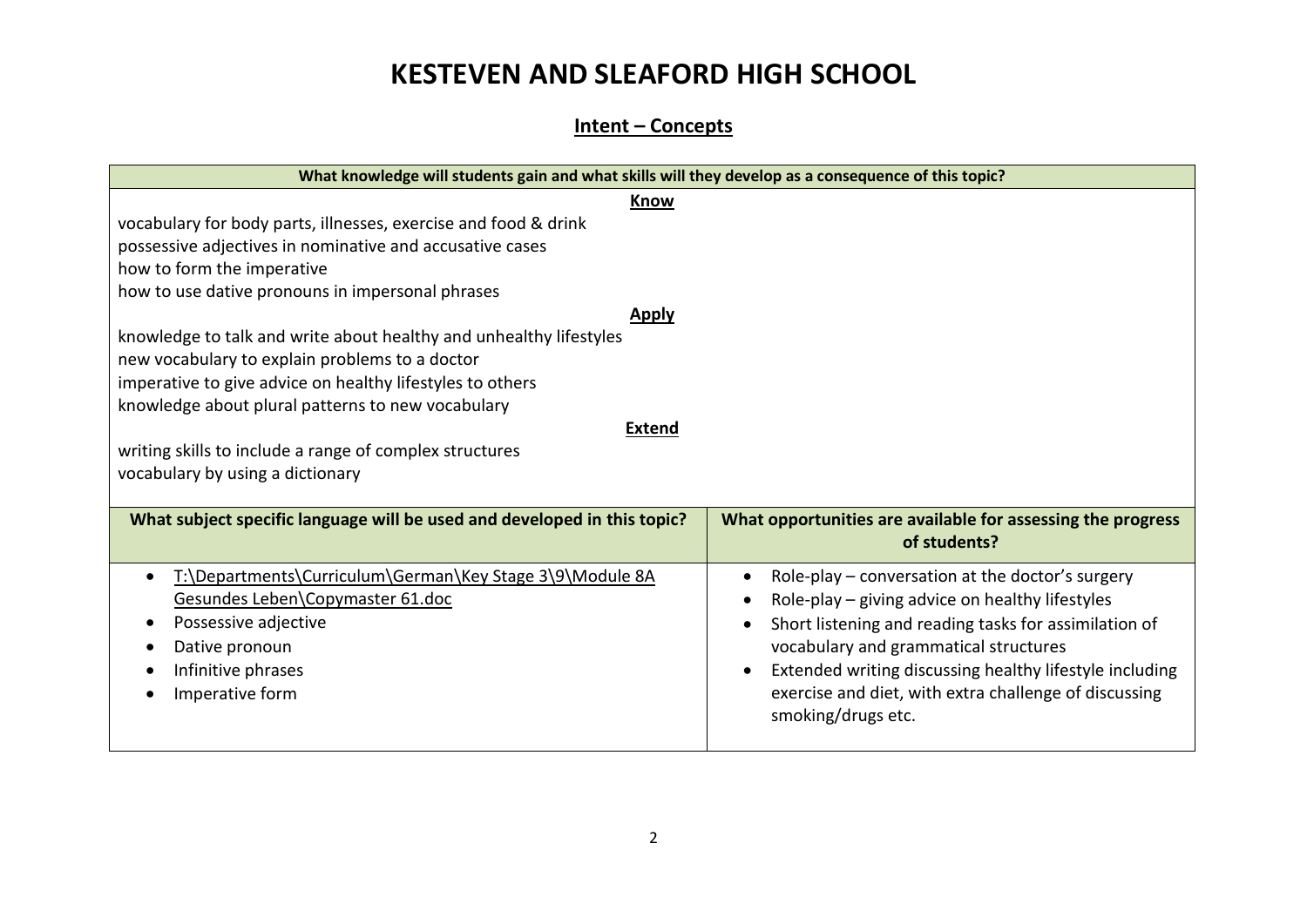# KESTEVEN AND SLEAFORD HIGH SCHOOL

## Intent – Concepts

| What knowledge will students gain and what skills will they develop as a consequence of this topic? | |
|---|---|
| **Know**<br>vocabulary for body parts, illnesses, exercise and food & drink<br>possessive adjectives in nominative and accusative cases<br>how to form the imperative<br>how to use dative pronouns in impersonal phrases<br>**Apply**<br>knowledge to talk and write about healthy and unhealthy lifestyles<br>new vocabulary to explain problems to a doctor<br>imperative to give advice on healthy lifestyles to others<br>knowledge about plural patterns to new vocabulary<br>**Extend**<br>writing skills to include a range of complex structures<br>vocabulary by using a dictionary | |
| **What subject specific language will be used and developed in this topic?** | **What opportunities are available for assessing the progress of students?** |
| • T:\Departments\Curriculum\German\Key Stage 3\9\Module 8A Gesundes Leben\Copymaster 61.doc<br>• Possessive adjective<br>• Dative pronoun<br>• Infinitive phrases<br>• Imperative form | • Role-play – conversation at the doctor's surgery<br>• Role-play – giving advice on healthy lifestyles<br>• Short listening and reading tasks for assimilation of vocabulary and grammatical structures<br>• Extended writing discussing healthy lifestyle including exercise and diet, with extra challenge of discussing smoking/drugs etc. |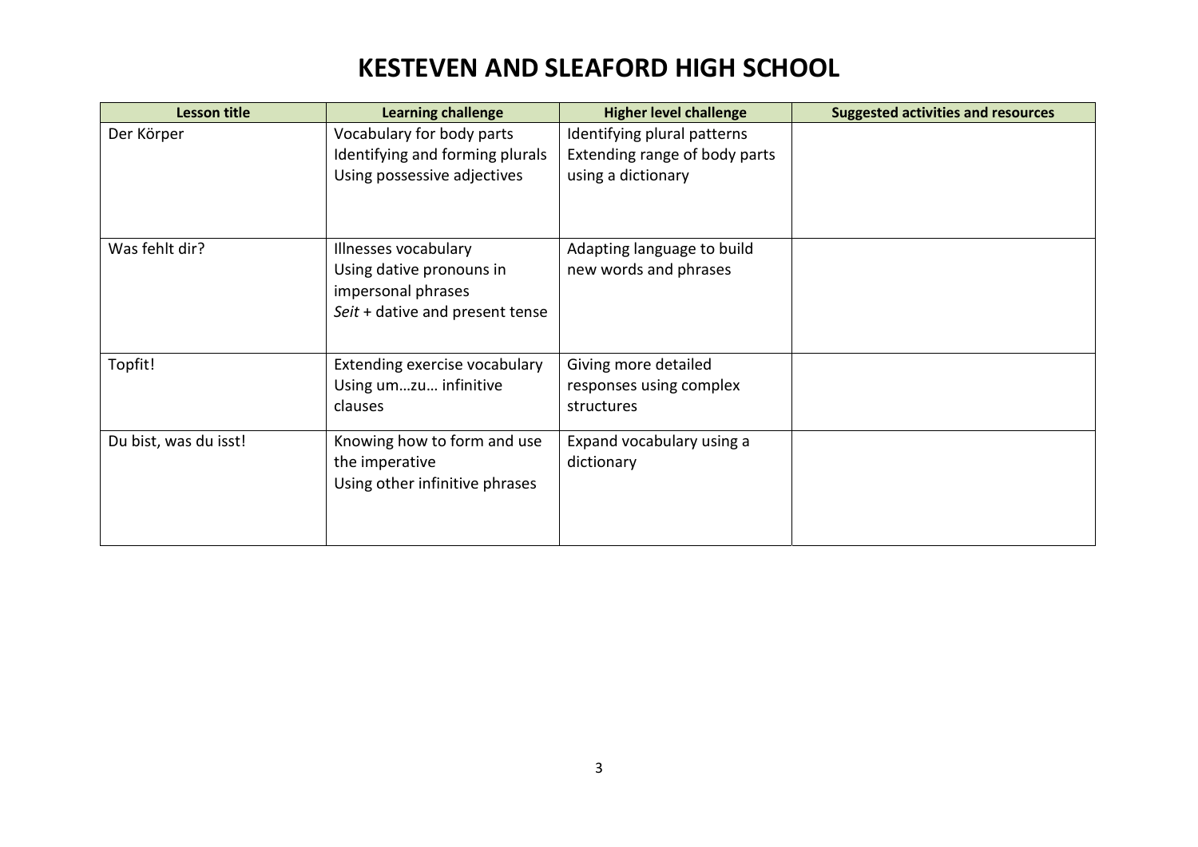# KESTEVEN AND SLEAFORD HIGH SCHOOL

| Lesson title | Learning challenge | Higher level challenge | Suggested activities and resources |
|---|---|---|---|
| Der Körper | Vocabulary for body parts<br>Identifying and forming plurals<br>Using possessive adjectives | Identifying plural patterns<br>Extending range of body parts using a dictionary | |
| Was fehlt dir? | Illnesses vocabulary<br>Using dative pronouns in impersonal phrases<br>*Seit* + dative and present tense | Adapting language to build new words and phrases | |
| Topfit! | Extending exercise vocabulary<br>Using um…zu… infinitive clauses | Giving more detailed responses using complex structures | |
| Du bist, was du isst! | Knowing how to form and use the imperative<br>Using other infinitive phrases | Expand vocabulary using a dictionary | |